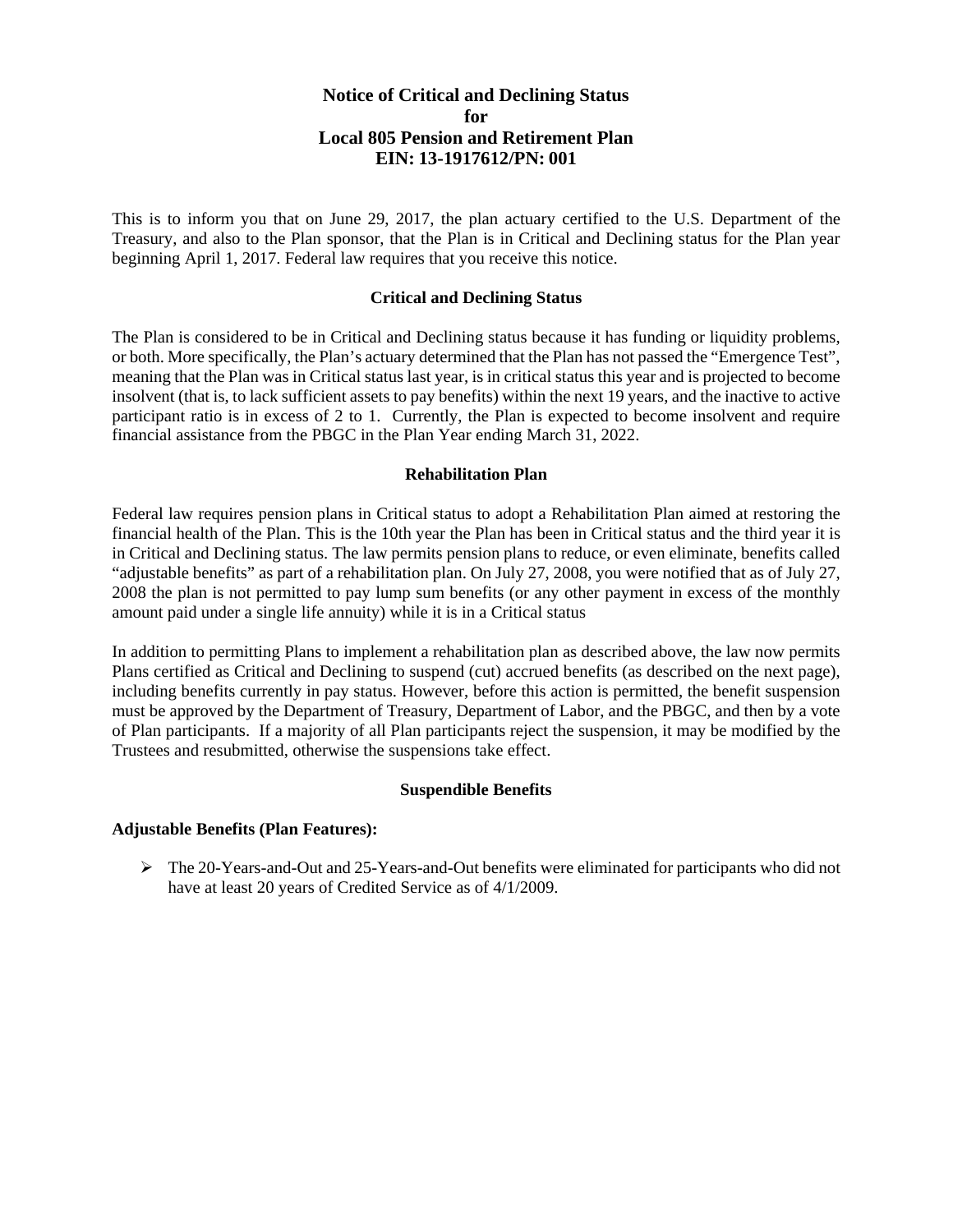# Notice of Critical and Declining Status for Local 805 Pension and Retirement Plan EIN: 13-1917612/PN: 001

This is to inform you that on June 29, 2017, the plan actuary certified to the U.S. Department of the Treasury, and also to the Plan sponsor, that the Plan is in Critical and Declining status for the Plan year beginning April 1, 2017. Federal law requires that you receive this notice.

## Critical and Declining Status

The Plan is considered to be in Critical and Declining status because it has funding or liquidity problems, or both. More specifically, the Plan's actuary determined that the Plan has not passed the "Emergence Test", meaning that the Plan was in Critical status last year, is in critical status this year and is projected to become insolvent (that is, to lack sufficient assets to pay benefits) within the next 19 years, and the inactive to active participant ratio is in excess of 2 to 1. Currently, the Plan is expected to become insolvent and require financial assistance from the PBGC in the Plan Year ending March 31, 2022.

## Rehabilitation Plan

Federal law requires pension plans in Critical status to adopt a Rehabilitation Plan aimed at restoring the financial health of the Plan. This is the 10th year the Plan has been in Critical status and the third year it is in Critical and Declining status. The law permits pension plans to reduce, or even eliminate, benefits called "adjustable benefits" as part of a rehabilitation plan. On July 27, 2008, you were notified that as of July 27, 2008 the plan is not permitted to pay lump sum benefits (or any other payment in excess of the monthly amount paid under a single life annuity) while it is in a Critical status

In addition to permitting Plans to implement a rehabilitation plan as described above, the law now permits Plans certified as Critical and Declining to suspend (cut) accrued benefits (as described on the next page), including benefits currently in pay status. However, before this action is permitted, the benefit suspension must be approved by the Department of Treasury, Department of Labor, and the PBGC, and then by a vote of Plan participants. If a majority of all Plan participants reject the suspension, it may be modified by the Trustees and resubmitted, otherwise the suspensions take effect.

## Suspendible Benefits

**Adjustable Benefits (Plan Features):**

- The 20-Years-and-Out and 25-Years-and-Out benefits were eliminated for participants who did not have at least 20 years of Credited Service as of 4/1/2009.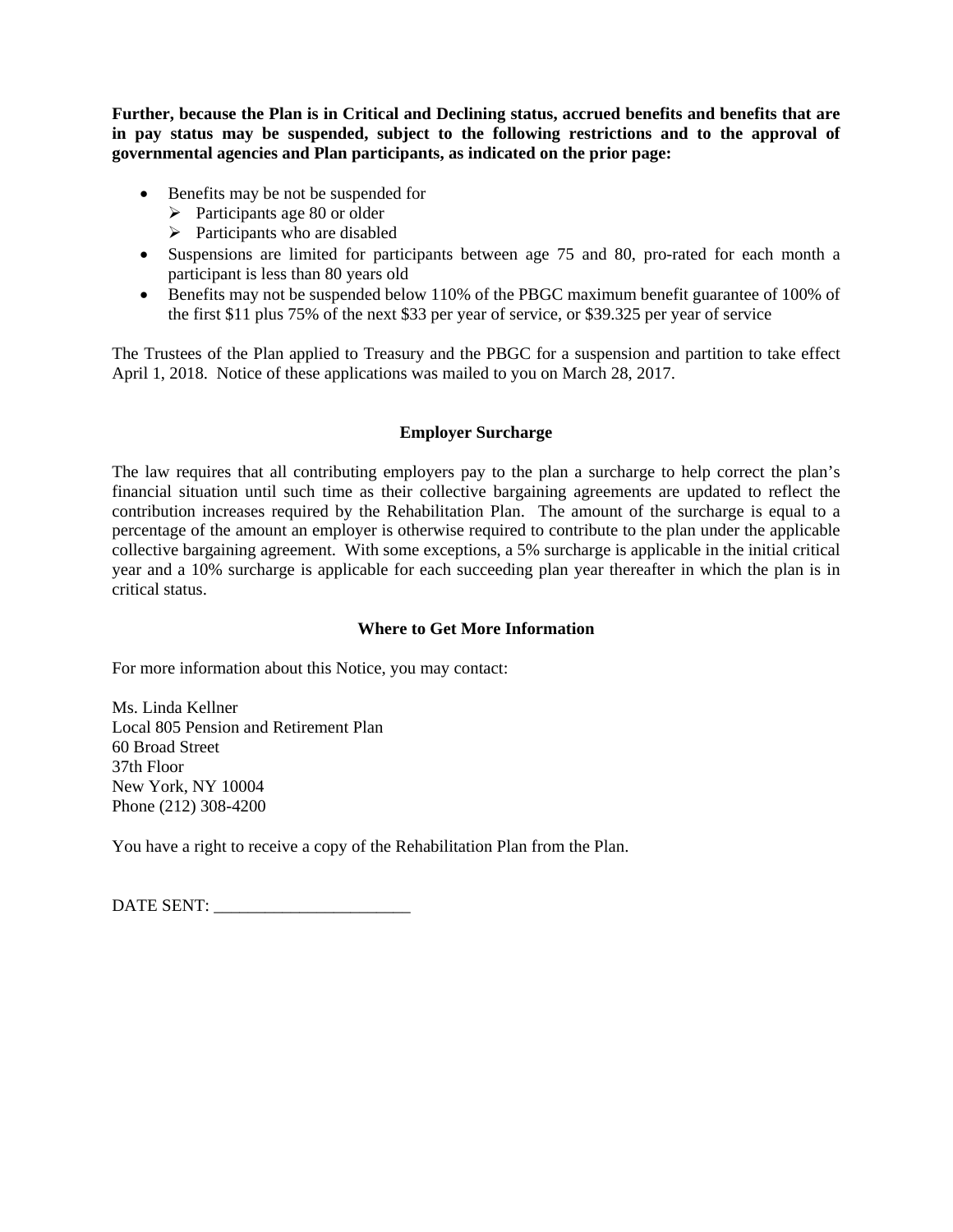**Further, because the Plan is in Critical and Declining status, accrued benefits and benefits that are in pay status may be suspended, subject to the following restrictions and to the approval of governmental agencies and Plan participants, as indicated on the prior page:**

- Benefits may be not be suspended for
  - Participants age 80 or older
  - Participants who are disabled
- Suspensions are limited for participants between age 75 and 80, pro-rated for each month a participant is less than 80 years old
- Benefits may not be suspended below 110% of the PBGC maximum benefit guarantee of 100% of the first $11 plus 75% of the next $33 per year of service, or $39.325 per year of service

The Trustees of the Plan applied to Treasury and the PBGC for a suspension and partition to take effect April 1, 2018. Notice of these applications was mailed to you on March 28, 2017.

### Employer Surcharge

The law requires that all contributing employers pay to the plan a surcharge to help correct the plan's financial situation until such time as their collective bargaining agreements are updated to reflect the contribution increases required by the Rehabilitation Plan. The amount of the surcharge is equal to a percentage of the amount an employer is otherwise required to contribute to the plan under the applicable collective bargaining agreement. With some exceptions, a 5% surcharge is applicable in the initial critical year and a 10% surcharge is applicable for each succeeding plan year thereafter in which the plan is in critical status.

### Where to Get More Information

For more information about this Notice, you may contact:

Ms. Linda Kellner
Local 805 Pension and Retirement Plan
60 Broad Street
37th Floor
New York, NY 10004
Phone (212) 308-4200

You have a right to receive a copy of the Rehabilitation Plan from the Plan.

DATE SENT: _______________________